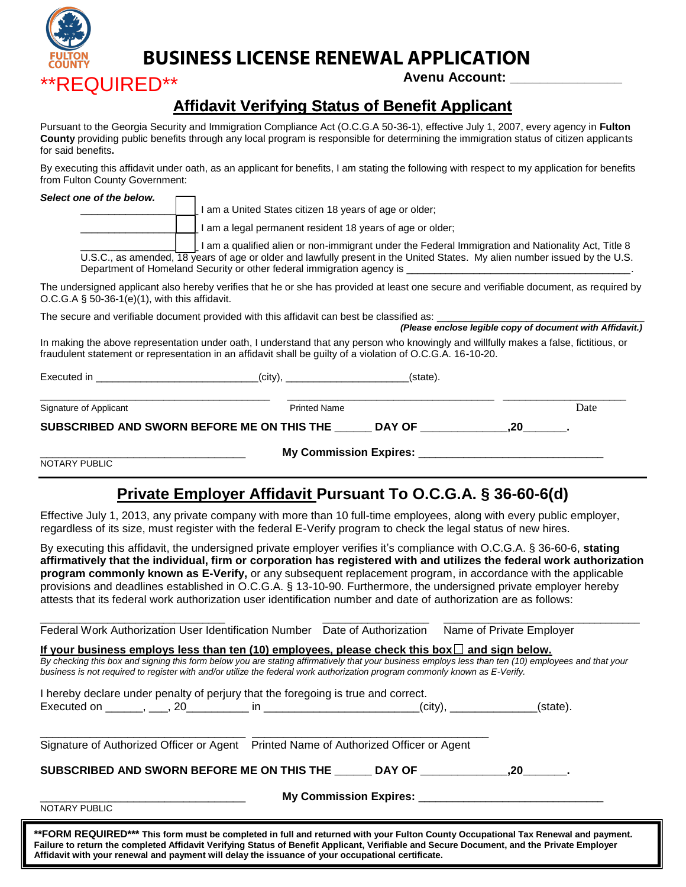FULTON COUNTY

# BUSINESS LICENSE RENEWAL APPLICATION

**REQUIRED**

**Avenu Account: _______________**

## Affidavit Verifying Status of Benefit Applicant

Pursuant to the Georgia Security and Immigration Compliance Act (O.C.G.A 50-36-1), effective July 1, 2007, every agency in **Fulton County** providing public benefits through any local program is responsible for determining the immigration status of citizen applicants for said benefits**.**

By executing this affidavit under oath, as an applicant for benefits, I am stating the following with respect to my application for benefits from Fulton County Government:

***Select one of the below.***

_______________ ☐ I am a United States citizen 18 years of age or older;

_______________ ☐ I am a legal permanent resident 18 years of age or older;

_______________ ☐ I am a qualified alien or non-immigrant under the Federal Immigration and Nationality Act, Title 8 U.S.C., as amended, 18 years of age or older and lawfully present in the United States. My alien number issued by the U.S. Department of Homeland Security or other federal immigration agency is _______________________________________.

The undersigned applicant also hereby verifies that he or she has provided at least one secure and verifiable document, as required by O.C.G.A § 50-36-1(e)(1), with this affidavit.

The secure and verifiable document provided with this affidavit can best be classified as: ___________________________________

***(Please enclose legible copy of document with Affidavit.)***

In making the above representation under oath, I understand that any person who knowingly and willfully makes a false, fictitious, or fraudulent statement or representation in an affidavit shall be guilty of a violation of O.C.G.A. 16-10-20.

Executed in ____________________________(city), ____________________(state).

_______________________________________ _________________________________ ____________________

Signature of Applicant Printed Name Date

**SUBSCRIBED AND SWORN BEFORE ME ON THIS THE ______ DAY OF _____________,20_______.**

_________________________________ **My Commission Expires:** _____________________________

NOTARY PUBLIC

---

## Private Employer Affidavit Pursuant To O.C.G.A. § 36-60-6(d)

Effective July 1, 2013, any private company with more than 10 full-time employees, along with every public employer, regardless of its size, must register with the federal E-Verify program to check the legal status of new hires.

By executing this affidavit, the undersigned private employer verifies it's compliance with O.C.G.A. § 36-60-6, **stating affirmatively that the individual, firm or corporation has registered with and utilizes the federal work authorization program commonly known as E-Verify,** or any subsequent replacement program, in accordance with the applicable provisions and deadlines established in O.C.G.A. § 13-10-90. Furthermore, the undersigned private employer hereby attests that its federal work authorization user identification number and date of authorization are as follows:

______________________________ ________________ ______________________________

Federal Work Authorization User Identification Number Date of Authorization Name of Private Employer

**If your business employs less than ten (10) employees, please check this box ☐ and sign below.**

*By checking this box and signing this form below you are stating affirmatively that your business employs less than ten (10) employees and that your business is not required to register with and/or utilize the federal work authorization program commonly known as E-Verify.*

I hereby declare under penalty of perjury that the foregoing is true and correct.

Executed on ______, ___, 20__________ in ________________________(city), _____________(state).

_________________________________ _________________________________

Signature of Authorized Officer or Agent Printed Name of Authorized Officer or Agent

**SUBSCRIBED AND SWORN BEFORE ME ON THIS THE ______ DAY OF _____________,20_______.**

_________________________________ **My Commission Expires:** _____________________________

NOTARY PUBLIC

**\*\*FORM REQUIRED\*\*\* This form must be completed in full and returned with your Fulton County Occupational Tax Renewal and payment. Failure to return the completed Affidavit Verifying Status of Benefit Applicant, Verifiable and Secure Document, and the Private Employer Affidavit with your renewal and payment will delay the issuance of your occupational certificate.**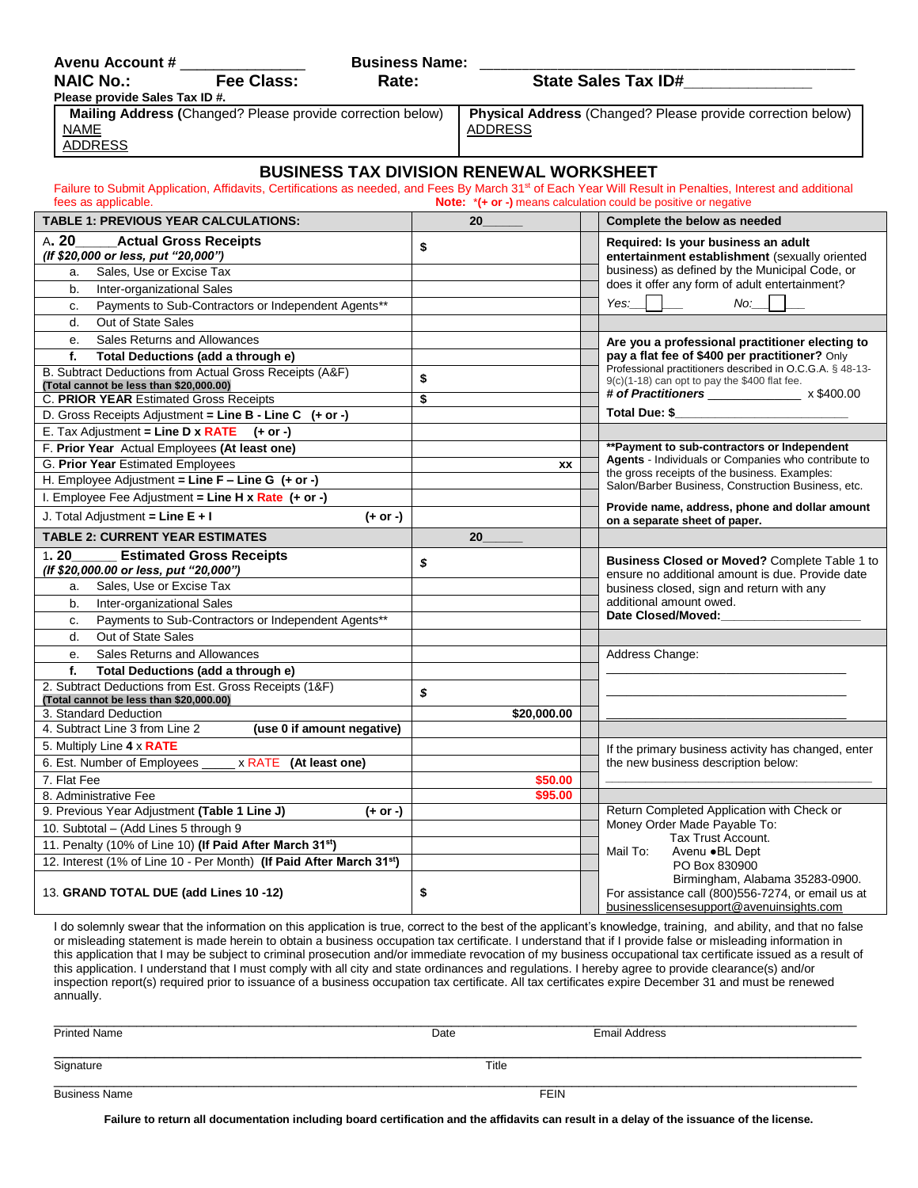**Avenu Account #** _______________ **Business Name:** ____________________________________________

**NAIC No.:** **Fee Class:** **Rate:** **State Sales Tax ID#**______________

**Please provide Sales Tax ID #.**

| **Mailing Address** (Changed? Please provide correction below) | **Physical Address** (Changed? Please provide correction below) |
|---|---|
| NAME<br>ADDRESS | ADDRESS |

# BUSINESS TAX DIVISION RENEWAL WORKSHEET

Failure to Submit Application, Affidavits, Certifications as needed, and Fees By March 31st of Each Year Will Result in Penalties, Interest and additional fees as applicable.

**Note:** *(+ or -) means calculation could be positive or negative

| **TABLE 1: PREVIOUS YEAR CALCULATIONS:** | 20______ | **Complete the below as needed** |
|---|---|---|
| A. **20______ Actual Gross Receipts** *(If $20,000 or less, put "20,000")* | $ | **Required: Is your business an adult entertainment establishment** (sexually oriented business) as defined by the Municipal Code, or does it offer any form of adult entertainment? *Yes:* ☐ *No:* ☐ |
| a. Sales, Use or Excise Tax | | |
| b. Inter-organizational Sales | | |
| c. Payments to Sub-Contractors or Independent Agents** | | |
| d. Out of State Sales | | |
| e. Sales Returns and Allowances | | **Are you a professional practitioner electing to pay a flat fee of $400 per practitioner?** Only Professional practitioners described in O.C.G.A. § 48-13-9(c)(1-18) can opt to pay the $400 flat fee. |
| **f. Total Deductions (add a through e)** | | ***# of Practitioners*** ______________ x $400.00 |
| B. Subtract Deductions from Actual Gross Receipts (A&F) **(Total cannot be less than $20,000.00)** | $ | |
| C. **PRIOR YEAR** Estimated Gross Receipts | $ | **Total Due: $**______________________ |
| D. Gross Receipts Adjustment **= Line B - Line C (+ or -)** | | |
| E. Tax Adjustment **= Line D x RATE (+ or -)** | | |
| F. **Prior Year** Actual Employees **(At least one)** | | **\*\*Payment to sub-contractors or Independent Agents** - Individuals or Companies who contribute to the gross receipts of the business. Examples: Salon/Barber Business, Construction Business, etc. |
| G. **Prior Year** Estimated Employees | xx | |
| H. Employee Adjustment **= Line F – Line G (+ or -)** | | |
| I. Employee Fee Adjustment **= Line H x Rate (+ or -)** | | **Provide name, address, phone and dollar amount on a separate sheet of paper.** |
| J. Total Adjustment **= Line E + I** **(+ or -)** | | |
| **TABLE 2: CURRENT YEAR ESTIMATES** | 20______ | |
| 1. **20______ Estimated Gross Receipts** *(If $20,000.00 or less, put "20,000")* | $ | **Business Closed or Moved?** Complete Table 1 to ensure no additional amount is due. Provide date business closed, sign and return with any additional amount owed. **Date Closed/Moved:**____________________ |
| a. Sales, Use or Excise Tax | | |
| b. Inter-organizational Sales | | |
| c. Payments to Sub-Contractors or Independent Agents** | | |
| d. Out of State Sales | | |
| e. Sales Returns and Allowances | | Address Change: |
| **f. Total Deductions (add a through e)** | | ___________________________________ |
| 2. Subtract Deductions from Est. Gross Receipts (1&F) **(Total cannot be less than $20,000.00)** | $ | ___________________________________ |
| 3. Standard Deduction | **$20,000.00** | ___________________________________ |
| 4. Subtract Line 3 from Line 2 **(use 0 if amount negative)** | | |
| 5. Multiply Line **4** x **RATE** | | If the primary business activity has changed, enter the new business description below: |
| 6. Est. Number of Employees _____ x RATE **(At least one)** | | |
| 7. Flat Fee | **$50.00** | ___________________________________ |
| 8. Administrative Fee | **$95.00** | |
| 9. Previous Year Adjustment **(Table 1 Line J)** **(+ or -)** | | Return Completed Application with Check or Money Order Made Payable To: Tax Trust Account. |
| 10. Subtotal – (Add Lines 5 through 9 | | Mail To: Avenu ●BL Dept PO Box 830900 Birmingham, Alabama 35283-0900. |
| 11. Penalty (10% of Line 10) **(If Paid After March 31st)** | | |
| 12. Interest (1% of Line 10 - Per Month) **(If Paid After March 31st)** | | |
| 13. **GRAND TOTAL DUE (add Lines 10 -12)** | $ | For assistance call (800)556-7274, or email us at businesslicensesupport@avenuinsights.com |

I do solemnly swear that the information on this application is true, correct to the best of the applicant's knowledge, training, and ability, and that no false or misleading statement is made herein to obtain a business occupation tax certificate. I understand that if I provide false or misleading information in this application that I may be subject to criminal prosecution and/or immediate revocation of my business occupational tax certificate issued as a result of this application. I understand that I must comply with all city and state ordinances and regulations. I hereby agree to provide clearance(s) and/or inspection report(s) required prior to issuance of a business occupation tax certificate. All tax certificates expire December 31 and must be renewed annually.

_______________________________________________________________________________

Printed Name Date Email Address

_______________________________________________________________________________

Signature Title

_______________________________________________________________________________

Business Name FEIN

**Failure to return all documentation including board certification and the affidavits can result in a delay of the issuance of the license.**